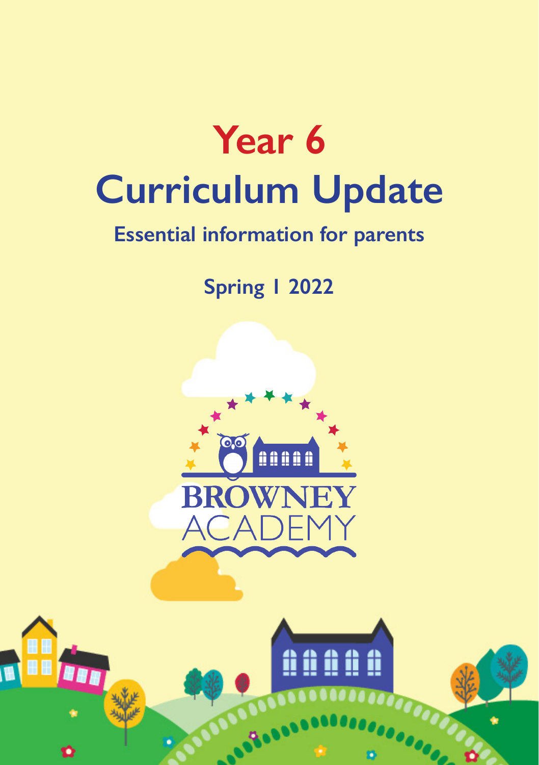# Year 6
# Curriculum Update

## Essential information for parents

### Spring 1 2022

BROWNEY
ACADEMY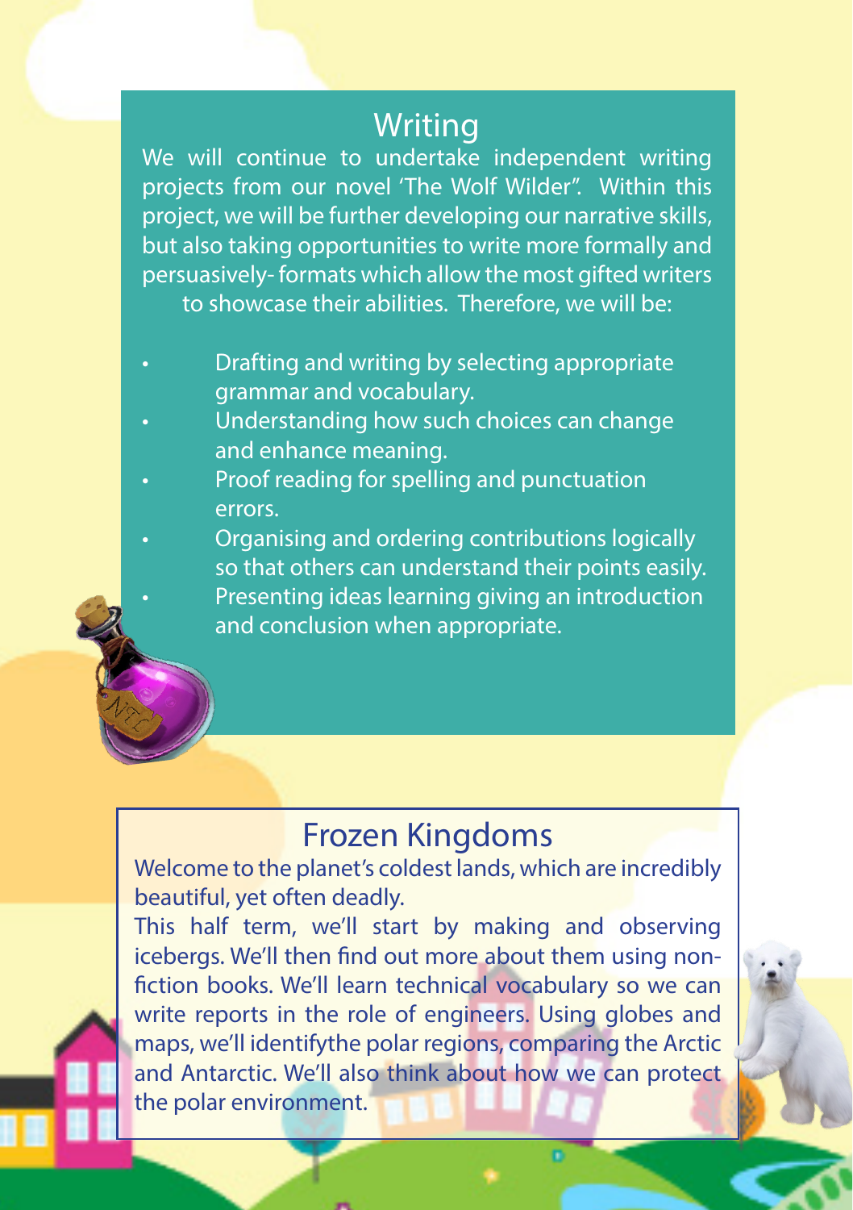## Writing

We will continue to undertake independent writing projects from our novel 'The Wolf Wilder". Within this project, we will be further developing our narrative skills, but also taking opportunities to write more formally and persuasively- formats which allow the most gifted writers to showcase their abilities. Therefore, we will be:

- Drafting and writing by selecting appropriate grammar and vocabulary.
- Understanding how such choices can change and enhance meaning.
- Proof reading for spelling and punctuation errors.
- Organising and ordering contributions logically so that others can understand their points easily.
- Presenting ideas learning giving an introduction and conclusion when appropriate.

## Frozen Kingdoms

Welcome to the planet's coldest lands, which are incredibly beautiful, yet often deadly.

This half term, we'll start by making and observing icebergs. We'll then find out more about them using non-fiction books. We'll learn technical vocabulary so we can write reports in the role of engineers. Using globes and maps, we'll identifythe polar regions, comparing the Arctic and Antarctic. We'll also think about how we can protect the polar environment.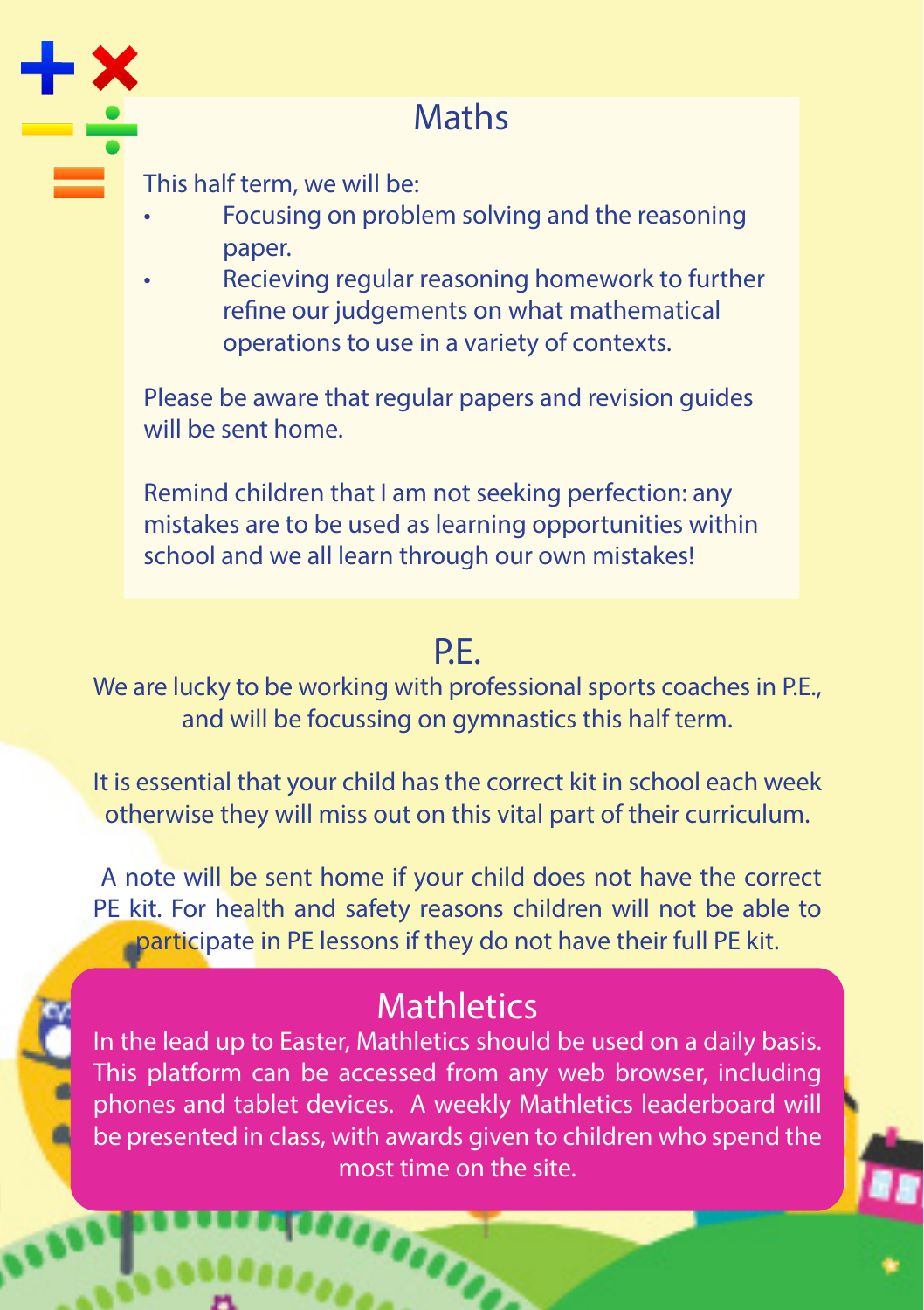## Maths

This half term, we will be:

- Focusing on problem solving and the reasoning paper.
- Recieving regular reasoning homework to further refine our judgements on what mathematical operations to use in a variety of contexts.

Please be aware that regular papers and revision guides will be sent home.

Remind children that I am not seeking perfection: any mistakes are to be used as learning opportunities within school and we all learn through our own mistakes!

## P.E.

We are lucky to be working with professional sports coaches in P.E., and will be focussing on gymnastics this half term.

It is essential that your child has the correct kit in school each week otherwise they will miss out on this vital part of their curriculum.

A note will be sent home if your child does not have the correct PE kit. For health and safety reasons children will not be able to participate in PE lessons if they do not have their full PE kit.

## Mathletics

In the lead up to Easter, Mathletics should be used on a daily basis. This platform can be accessed from any web browser, including phones and tablet devices. A weekly Mathletics leaderboard will be presented in class, with awards given to children who spend the most time on the site.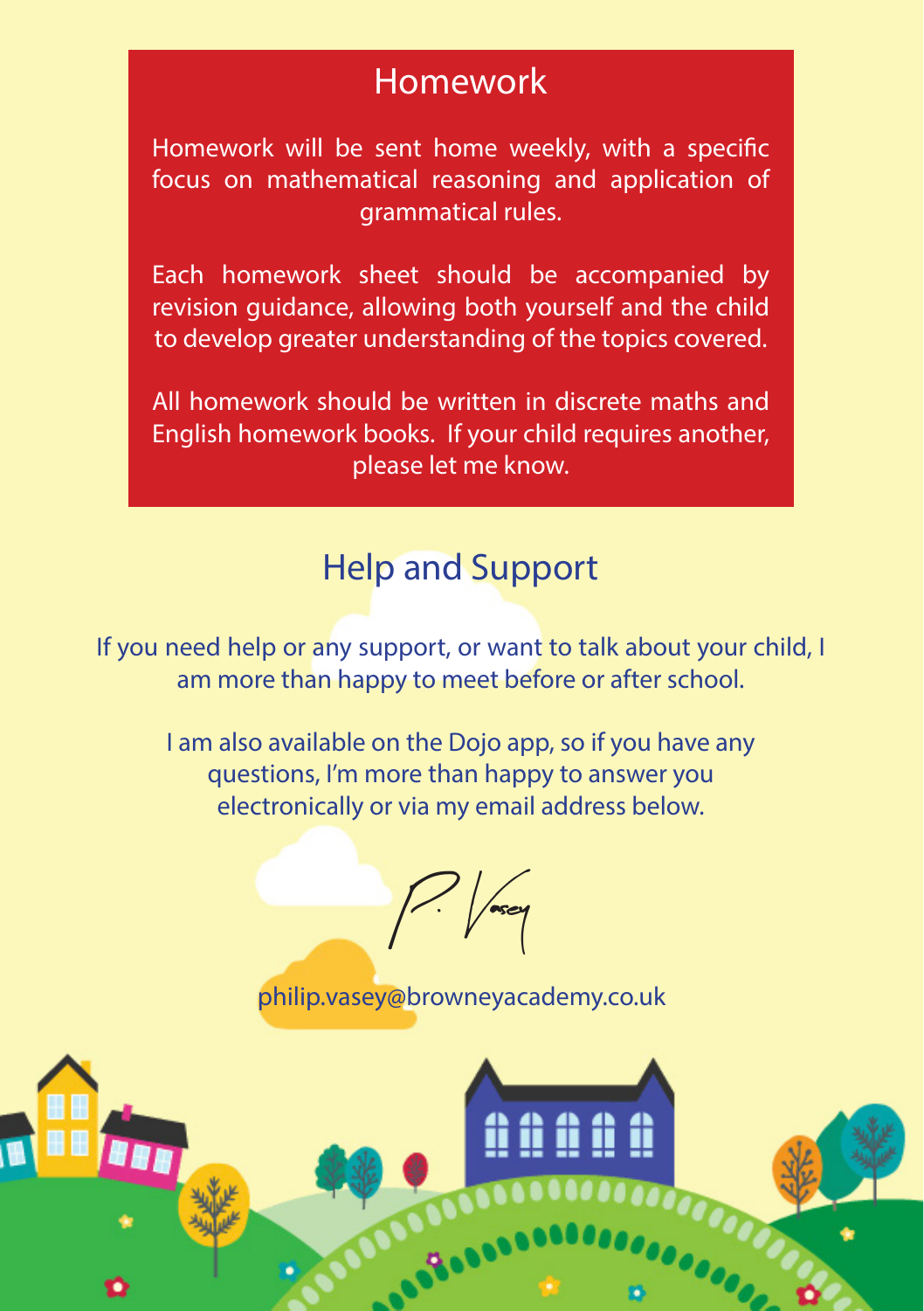## Homework

Homework will be sent home weekly, with a specific focus on mathematical reasoning and application of grammatical rules.

Each homework sheet should be accompanied by revision guidance, allowing both yourself and the child to develop greater understanding of the topics covered.

All homework should be written in discrete maths and English homework books. If your child requires another, please let me know.

## Help and Support

If you need help or any support, or want to talk about your child, I am more than happy to meet before or after school.

I am also available on the Dojo app, so if you have any questions, I'm more than happy to answer you electronically or via my email address below.

P. Vasey

philip.vasey@browneyacademy.co.uk